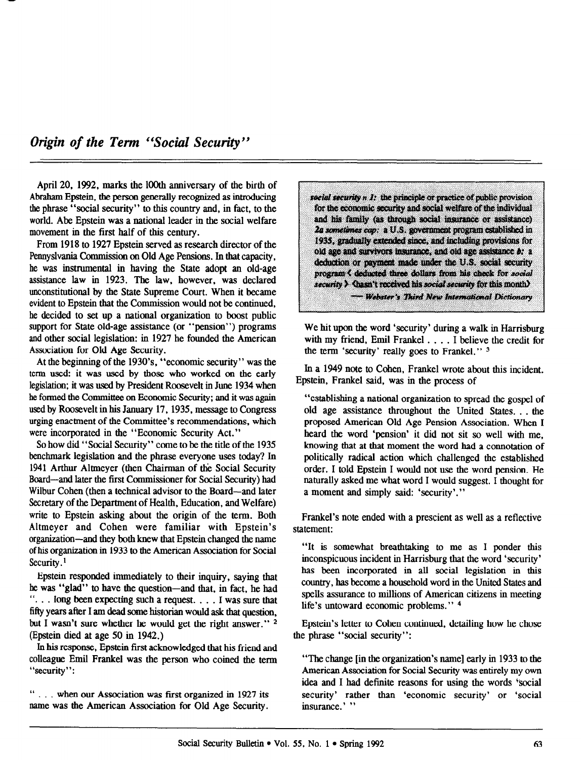## *Origin of the Term "Social Security"*

April 20, 1992, marks the 100th anniversary of the birth of Abraham Epstein, the person generally recognized as introducing the phrase "social security" to this country and, in fact, to the world. Abe Epstein was a national leader in the social welfare movement in the first half of this century.

From 1918 to 1927 Epstein served as research director of the Pennsylvania Commission on Old Age Pensions. In that capacity, he was instrumental in having the State adopt an old-age assistance law in 1923. The law, however, was declared unconstitutional by the State Supreme Court. When it became evident to Epstein that the Commission would not be continued, he decided to set up a national organization to boost public support for State old-age assistance (or "pension") programs and other social legislation: in 1927 he founded the American Association for Old Age Security.

At the beginning of the 1930's, "economic security" was the term used: it was used by those who worked on the early legislation; it was used by President Roosevelt in June 1934 when he formed the Committee on Economic Security; and it was again used by Roosevelt in his January 17, 1935, message to Congress urging enactment of the Committee's recommendations, which were incorporated in the "Economic Security Act."

So how did "Social Security" come to be the title of the 1935 benchmark legislation and the phrase everyone uses today? In 1941 Arthur Altmeyer (then Chairman of the Social Security Board—and later the first Commissioner for Social Security) had Wilbur Cohen (then a technical advisor to the Board—and later Secretary of the Department of Health, Education, and Welfare) write to Epstein asking about the origin of the term. Both Altmeyer and Cohen were familiar with Epstein's organization—and they both knew that Epstein changed the name of his organization in 1933 to the American Association for Social Security.[1]

Epstein responded immediately to their inquiry, saying that he was "glad" to have the question—and that, in fact, he had ". . . long been expecting such a request. . . . I was sure that fifty years after I am dead some historian would ask that question, but I wasn't sure whether he would get the right answer." [2] (Epstein died at age 50 in 1942.)

In his response, Epstein first acknowledged that his friend and colleague Emil Frankel was the person who coined the term "security":

> " . . . when our Association was first organized in 1927 its name was the American Association for Old Age Security.

> ***social security** n **1:*** the principle or practice of public provision for the economic security and social welfare of the individual and his family (as through social insurance or assistance) ***2a** sometimes cap:* a U.S. government program established in 1935, gradually extended since, and including provisions for old age and survivors insurance, and old age assistance ***b:*** a deduction or payment made under the U.S. social security program < deducted three dollars from his check for *social security* > <hasn't received his *social security* for this month>
>
> — ***Webster's Third New International Dictionary***

> We hit upon the word 'security' during a walk in Harrisburg with my friend, Emil Frankel . . . . I believe the credit for the term 'security' really goes to Frankel." [3]

In a 1949 note to Cohen, Frankel wrote about this incident. Epstein, Frankel said, was in the process of

> "establishing a national organization to spread the gospel of old age assistance throughout the United States. . . the proposed American Old Age Pension Association. When I heard the word 'pension' it did not sit so well with me, knowing that at that moment the word had a connotation of politically radical action which challenged the established order. I told Epstein I would not use the word pension. He naturally asked me what word I would suggest. I thought for a moment and simply said: 'security'."

Frankel's note ended with a prescient as well as a reflective statement:

> "It is somewhat breathtaking to me as I ponder this inconspicuous incident in Harrisburg that the word 'security' has been incorporated in all social legislation in this country, has become a household word in the United States and spells assurance to millions of American citizens in meeting life's untoward economic problems." [4]

Epstein's letter to Cohen continued, detailing how he chose the phrase "social security":

> "The change [in the organization's name] early in 1933 to the American Association for Social Security was entirely my own idea and I had definite reasons for using the words 'social security' rather than 'economic security' or 'social insurance.' "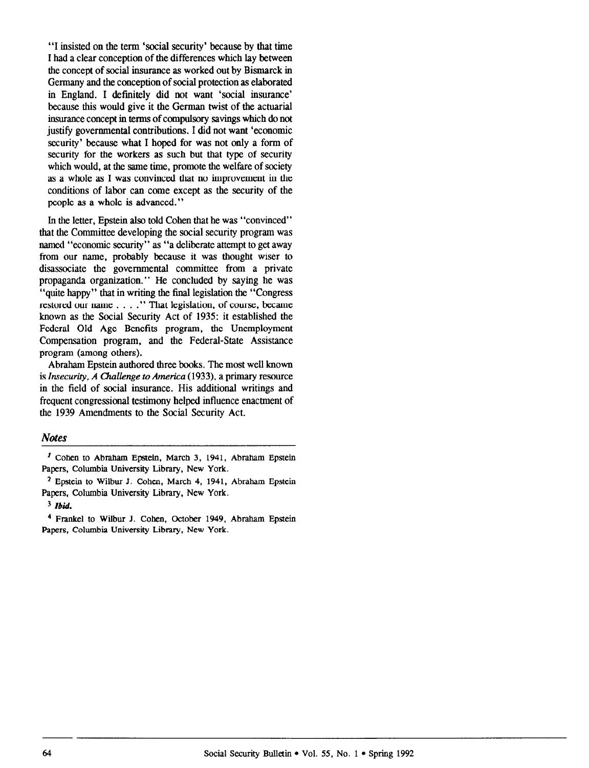"I insisted on the term 'social security' because by that time I had a clear conception of the differences which lay between the concept of social insurance as worked out by Bismarck in Germany and the conception of social protection as elaborated in England. I definitely did not want 'social insurance' because this would give it the German twist of the actuarial insurance concept in terms of compulsory savings which do not justify governmental contributions. I did not want 'economic security' because what I hoped for was not only a form of security for the workers as such but that type of security which would, at the same time, promote the welfare of society as a whole as I was convinced that no improvement in the conditions of labor can come except as the security of the people as a whole is advanced."

In the letter, Epstein also told Cohen that he was "convinced" that the Committee developing the social security program was named "economic security" as "a deliberate attempt to get away from our name, probably because it was thought wiser to disassociate the governmental committee from a private propaganda organization." He concluded by saying he was "quite happy" that in writing the final legislation the "Congress restored our name . . . ." That legislation, of course, became known as the Social Security Act of 1935: it established the Federal Old Age Benefits program, the Unemployment Compensation program, and the Federal-State Assistance program (among others).

Abraham Epstein authored three books. The most well known is *Insecurity, A Challenge to America* (1933), a primary resource in the field of social insurance. His additional writings and frequent congressional testimony helped influence enactment of the 1939 Amendments to the Social Security Act.

### *Notes*

[1] Cohen to Abraham Epstein, March 3, 1941, Abraham Epstein Papers, Columbia University Library, New York.

[2] Epstein to Wilbur J. Cohen, March 4, 1941, Abraham Epstein Papers, Columbia University Library, New York.

[3] ***Ibid.***

[4] Frankel to Wilbur J. Cohen, October 1949, Abraham Epstein Papers, Columbia University Library, New York.